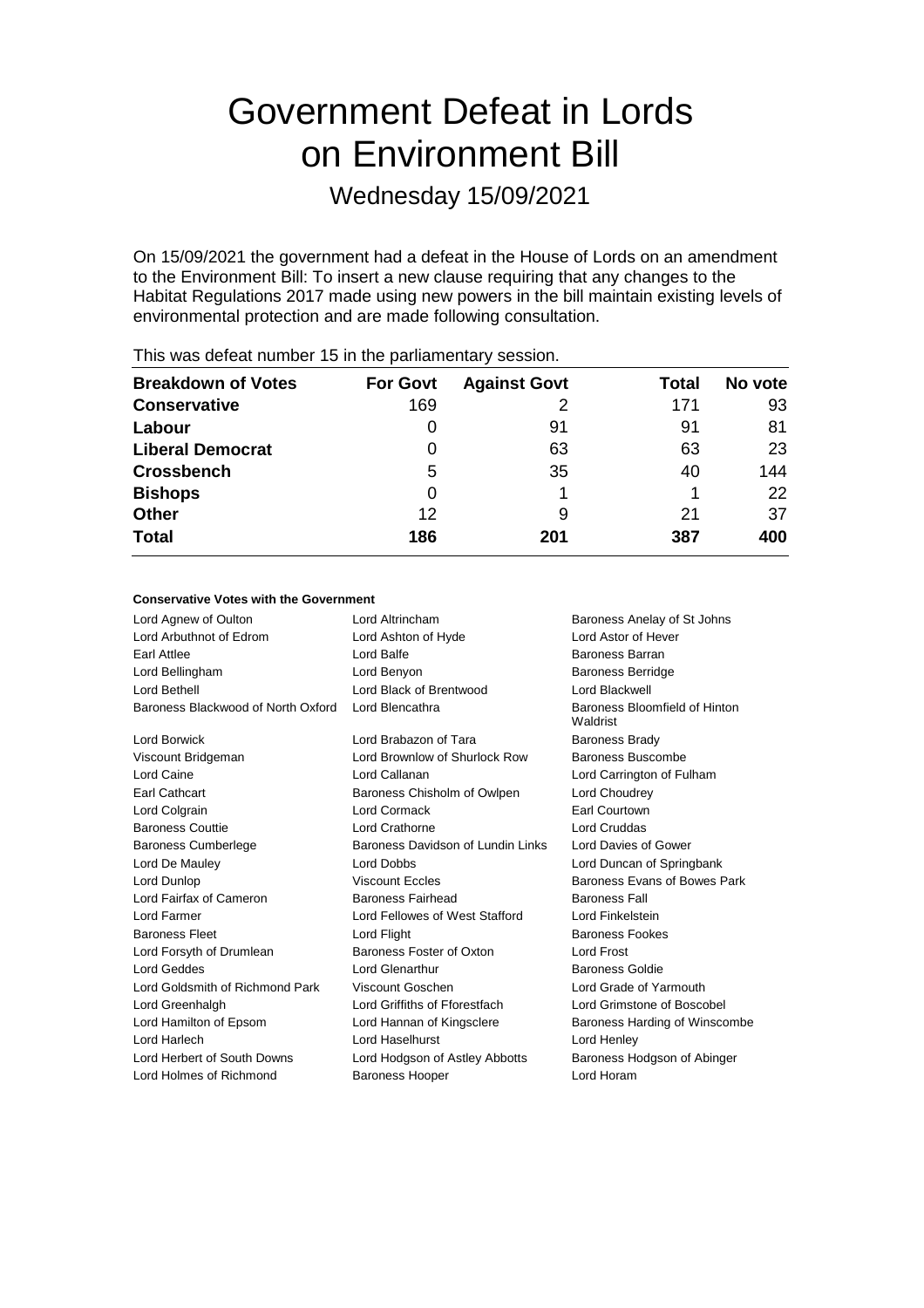# Government Defeat in Lords on Environment Bill

Wednesday 15/09/2021

On 15/09/2021 the government had a defeat in the House of Lords on an amendment to the Environment Bill: To insert a new clause requiring that any changes to the Habitat Regulations 2017 made using new powers in the bill maintain existing levels of environmental protection and are made following consultation.

This was defeat number 15 in the parliamentary session.

| Breakdown of Votes | For Govt | Against Govt | Total | No vote |
|---|---|---|---|---|
| **Conservative** | 169 | 2 | 171 | 93 |
| **Labour** | 0 | 91 | 91 | 81 |
| **Liberal Democrat** | 0 | 63 | 63 | 23 |
| **Crossbench** | 5 | 35 | 40 | 144 |
| **Bishops** | 0 | 1 | 1 | 22 |
| **Other** | 12 | 9 | 21 | 37 |
| **Total** | **186** | **201** | **387** | **400** |

**Conservative Votes with the Government**

| | | |
|---|---|---|
| Lord Agnew of Oulton | Lord Altrincham | Baroness Anelay of St Johns |
| Lord Arbuthnot of Edrom | Lord Ashton of Hyde | Lord Astor of Hever |
| Earl Attlee | Lord Balfe | Baroness Barran |
| Lord Bellingham | Lord Benyon | Baroness Berridge |
| Lord Bethell | Lord Black of Brentwood | Lord Blackwell |
| Baroness Blackwood of North Oxford | Lord Blencathra | Baroness Bloomfield of Hinton Waldrist |
| Lord Borwick | Lord Brabazon of Tara | Baroness Brady |
| Viscount Bridgeman | Lord Brownlow of Shurlock Row | Baroness Buscombe |
| Lord Caine | Lord Callanan | Lord Carrington of Fulham |
| Earl Cathcart | Baroness Chisholm of Owlpen | Lord Choudrey |
| Lord Colgrain | Lord Cormack | Earl Courtown |
| Baroness Couttie | Lord Crathorne | Lord Cruddas |
| Baroness Cumberlege | Baroness Davidson of Lundin Links | Lord Davies of Gower |
| Lord De Mauley | Lord Dobbs | Lord Duncan of Springbank |
| Lord Dunlop | Viscount Eccles | Baroness Evans of Bowes Park |
| Lord Fairfax of Cameron | Baroness Fairhead | Baroness Fall |
| Lord Farmer | Lord Fellowes of West Stafford | Lord Finkelstein |
| Baroness Fleet | Lord Flight | Baroness Fookes |
| Lord Forsyth of Drumlean | Baroness Foster of Oxton | Lord Frost |
| Lord Geddes | Lord Glenarthur | Baroness Goldie |
| Lord Goldsmith of Richmond Park | Viscount Goschen | Lord Grade of Yarmouth |
| Lord Greenhalgh | Lord Griffiths of Fforestfach | Lord Grimstone of Boscobel |
| Lord Hamilton of Epsom | Lord Hannan of Kingsclere | Baroness Harding of Winscombe |
| Lord Harlech | Lord Haselhurst | Lord Henley |
| Lord Herbert of South Downs | Lord Hodgson of Astley Abbotts | Baroness Hodgson of Abinger |
| Lord Holmes of Richmond | Baroness Hooper | Lord Horam |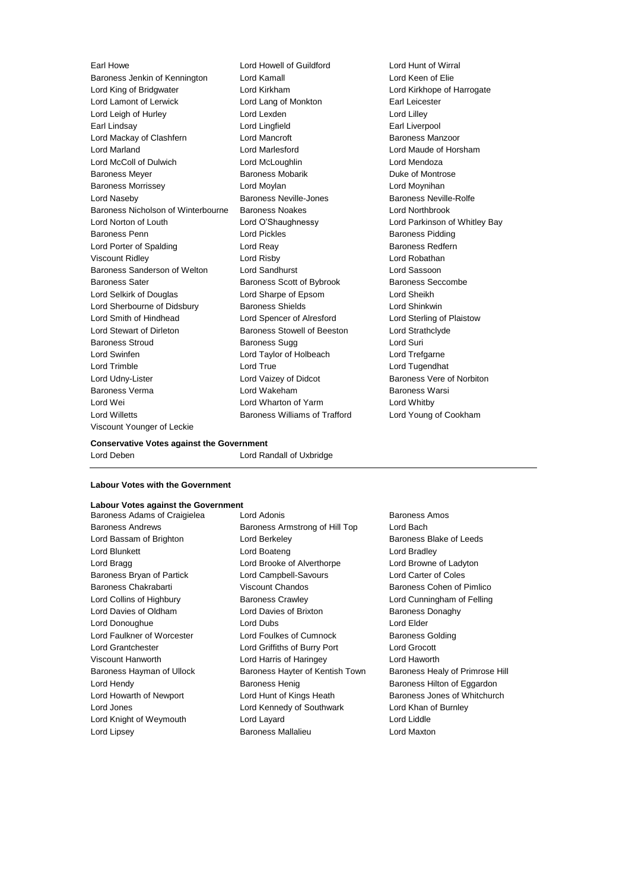Earl Howe
Lord Howell of Guildford
Lord Hunt of Wirral
Baroness Jenkin of Kennington
Lord Kamall
Lord Keen of Elie
Lord King of Bridgwater
Lord Kirkham
Lord Kirkhope of Harrogate
Lord Lamont of Lerwick
Lord Lang of Monkton
Earl Leicester
Lord Leigh of Hurley
Lord Lexden
Lord Lilley
Earl Lindsay
Lord Lingfield
Earl Liverpool
Lord Mackay of Clashfern
Lord Mancroft
Baroness Manzoor
Lord Marland
Lord Marlesford
Lord Maude of Horsham
Lord McColl of Dulwich
Lord McLoughlin
Lord Mendoza
Baroness Meyer
Baroness Mobarik
Duke of Montrose
Baroness Morrissey
Lord Moylan
Lord Moynihan
Lord Naseby
Baroness Neville-Jones
Baroness Neville-Rolfe
Baroness Nicholson of Winterbourne
Baroness Noakes
Lord Northbrook
Lord Norton of Louth
Lord O'Shaughnessy
Lord Parkinson of Whitley Bay
Baroness Penn
Lord Pickles
Baroness Pidding
Lord Porter of Spalding
Lord Reay
Baroness Redfern
Viscount Ridley
Lord Risby
Lord Robathan
Baroness Sanderson of Welton
Lord Sandhurst
Lord Sassoon
Baroness Sater
Baroness Scott of Bybrook
Baroness Seccombe
Lord Selkirk of Douglas
Lord Sharpe of Epsom
Lord Sheikh
Lord Sherbourne of Didsbury
Baroness Shields
Lord Shinkwin
Lord Smith of Hindhead
Lord Spencer of Alresford
Lord Sterling of Plaistow
Lord Stewart of Dirleton
Baroness Stowell of Beeston
Lord Strathclyde
Baroness Stroud
Baroness Sugg
Lord Suri
Lord Swinfen
Lord Taylor of Holbeach
Lord Trefgarne
Lord Trimble
Lord True
Lord Tugendhat
Lord Udny-Lister
Lord Vaizey of Didcot
Baroness Vere of Norbiton
Baroness Verma
Lord Wakeham
Baroness Warsi
Lord Wei
Lord Wharton of Yarm
Lord Whitby
Lord Willetts
Baroness Williams of Trafford
Lord Young of Cookham
Viscount Younger of Leckie

**Conservative Votes against the Government**

Lord Deben
Lord Randall of Uxbridge

---

**Labour Votes with the Government**

**Labour Votes against the Government**

Baroness Adams of Craigielea
Lord Adonis
Baroness Amos
Baroness Andrews
Baroness Armstrong of Hill Top
Lord Bach
Lord Bassam of Brighton
Lord Berkeley
Baroness Blake of Leeds
Lord Blunkett
Lord Boateng
Lord Bradley
Lord Bragg
Lord Brooke of Alverthorpe
Lord Browne of Ladyton
Baroness Bryan of Partick
Lord Campbell-Savours
Lord Carter of Coles
Baroness Chakrabarti
Viscount Chandos
Baroness Cohen of Pimlico
Lord Collins of Highbury
Baroness Crawley
Lord Cunningham of Felling
Lord Davies of Oldham
Lord Davies of Brixton
Baroness Donaghy
Lord Donoughue
Lord Dubs
Lord Elder
Lord Faulkner of Worcester
Lord Foulkes of Cumnock
Baroness Golding
Lord Grantchester
Lord Griffiths of Burry Port
Lord Grocott
Viscount Hanworth
Lord Harris of Haringey
Lord Haworth
Baroness Hayman of Ullock
Baroness Hayter of Kentish Town
Baroness Healy of Primrose Hill
Lord Hendy
Baroness Henig
Baroness Hilton of Eggardon
Lord Howarth of Newport
Lord Hunt of Kings Heath
Baroness Jones of Whitchurch
Lord Jones
Lord Kennedy of Southwark
Lord Khan of Burnley
Lord Knight of Weymouth
Lord Layard
Lord Liddle
Lord Lipsey
Baroness Mallalieu
Lord Maxton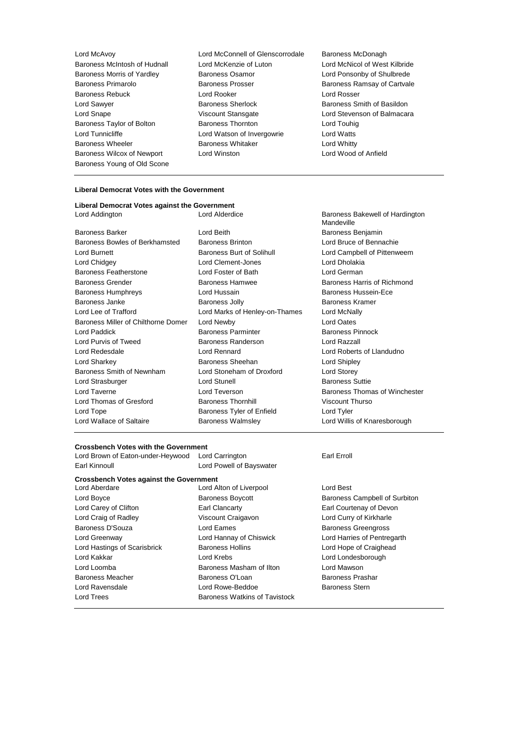Lord McAvoy
Lord McConnell of Glenscorrodale
Baroness McDonagh
Baroness McIntosh of Hudnall
Lord McKenzie of Luton
Lord McNicol of West Kilbride
Baroness Morris of Yardley
Baroness Osamor
Lord Ponsonby of Shulbrede
Baroness Primarolo
Baroness Prosser
Baroness Ramsay of Cartvale
Baroness Rebuck
Lord Rooker
Lord Rosser
Lord Sawyer
Baroness Sherlock
Baroness Smith of Basildon
Lord Snape
Viscount Stansgate
Lord Stevenson of Balmacara
Baroness Taylor of Bolton
Baroness Thornton
Lord Touhig
Lord Tunnicliffe
Lord Watson of Invergowrie
Lord Watts
Baroness Wheeler
Baroness Whitaker
Lord Whitty
Baroness Wilcox of Newport
Lord Winston
Lord Wood of Anfield
Baroness Young of Old Scone

**Liberal Democrat Votes with the Government**

**Liberal Democrat Votes against the Government**

Lord Addington
Lord Alderdice
Baroness Bakewell of Hardington Mandeville
Baroness Barker
Lord Beith
Baroness Benjamin
Baroness Bowles of Berkhamsted
Baroness Brinton
Lord Bruce of Bennachie
Lord Burnett
Baroness Burt of Solihull
Lord Campbell of Pittenweem
Lord Chidgey
Lord Clement-Jones
Lord Dholakia
Baroness Featherstone
Lord Foster of Bath
Lord German
Baroness Grender
Baroness Hamwee
Baroness Harris of Richmond
Baroness Humphreys
Lord Hussain
Baroness Hussein-Ece
Baroness Janke
Baroness Jolly
Baroness Kramer
Lord Lee of Trafford
Lord Marks of Henley-on-Thames
Lord McNally
Baroness Miller of Chilthorne Domer
Lord Newby
Lord Oates
Lord Paddick
Baroness Parminter
Baroness Pinnock
Lord Purvis of Tweed
Baroness Randerson
Lord Razzall
Lord Redesdale
Lord Rennard
Lord Roberts of Llandudno
Lord Sharkey
Baroness Sheehan
Lord Shipley
Baroness Smith of Newnham
Lord Stoneham of Droxford
Lord Storey
Lord Strasburger
Lord Stunell
Baroness Suttie
Lord Taverne
Lord Teverson
Baroness Thomas of Winchester
Lord Thomas of Gresford
Baroness Thornhill
Viscount Thurso
Lord Tope
Baroness Tyler of Enfield
Lord Tyler
Lord Wallace of Saltaire
Baroness Walmsley
Lord Willis of Knaresborough

**Crossbench Votes with the Government**

Lord Brown of Eaton-under-Heywood
Lord Carrington
Earl Erroll
Earl Kinnoull
Lord Powell of Bayswater

**Crossbench Votes against the Government**

Lord Aberdare
Lord Alton of Liverpool
Lord Best
Lord Boyce
Baroness Boycott
Baroness Campbell of Surbiton
Lord Carey of Clifton
Earl Clancarty
Earl Courtenay of Devon
Lord Craig of Radley
Viscount Craigavon
Lord Curry of Kirkharle
Baroness D'Souza
Lord Eames
Baroness Greengross
Lord Greenway
Lord Hannay of Chiswick
Lord Harries of Pentregarth
Lord Hastings of Scarisbrick
Baroness Hollins
Lord Hope of Craighead
Lord Kakkar
Lord Krebs
Lord Londesborough
Lord Loomba
Baroness Masham of Ilton
Lord Mawson
Baroness Meacher
Baroness O'Loan
Baroness Prashar
Lord Ravensdale
Lord Rowe-Beddoe
Baroness Stern
Lord Trees
Baroness Watkins of Tavistock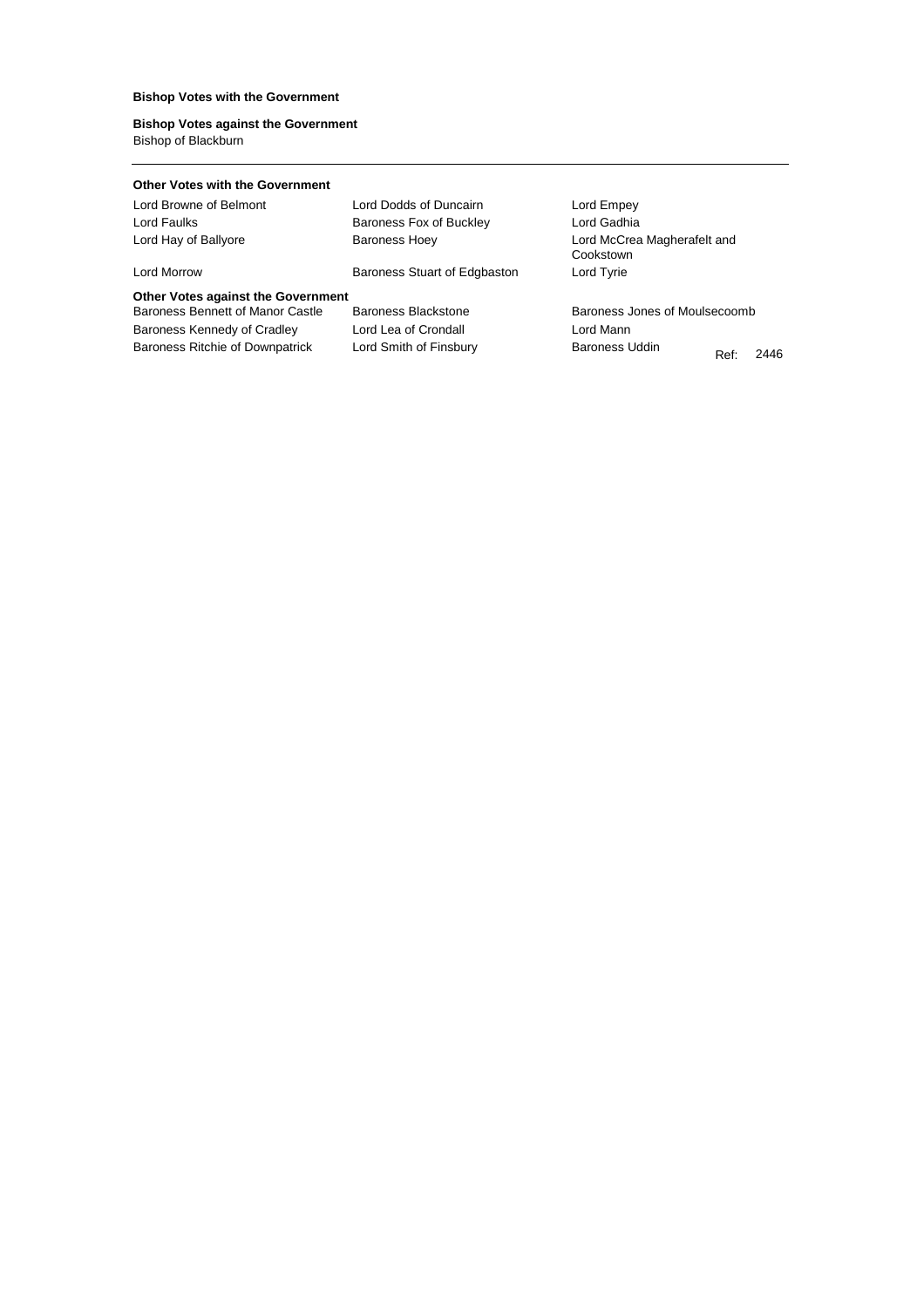**Bishop Votes with the Government**

**Bishop Votes against the Government**

Bishop of Blackburn

---

**Other Votes with the Government**

| | | |
|---|---|---|
| Lord Browne of Belmont | Lord Dodds of Duncairn | Lord Empey |
| Lord Faulks | Baroness Fox of Buckley | Lord Gadhia |
| Lord Hay of Ballyore | Baroness Hoey | Lord McCrea Magherafelt and Cookstown |
| Lord Morrow | Baroness Stuart of Edgbaston | Lord Tyrie |

**Other Votes against the Government**

| | | |
|---|---|---|
| Baroness Bennett of Manor Castle | Baroness Blackstone | Baroness Jones of Moulsecoomb |
| Baroness Kennedy of Cradley | Lord Lea of Crondall | Lord Mann |
| Baroness Ritchie of Downpatrick | Lord Smith of Finsbury | Baroness Uddin |

Ref: 2446